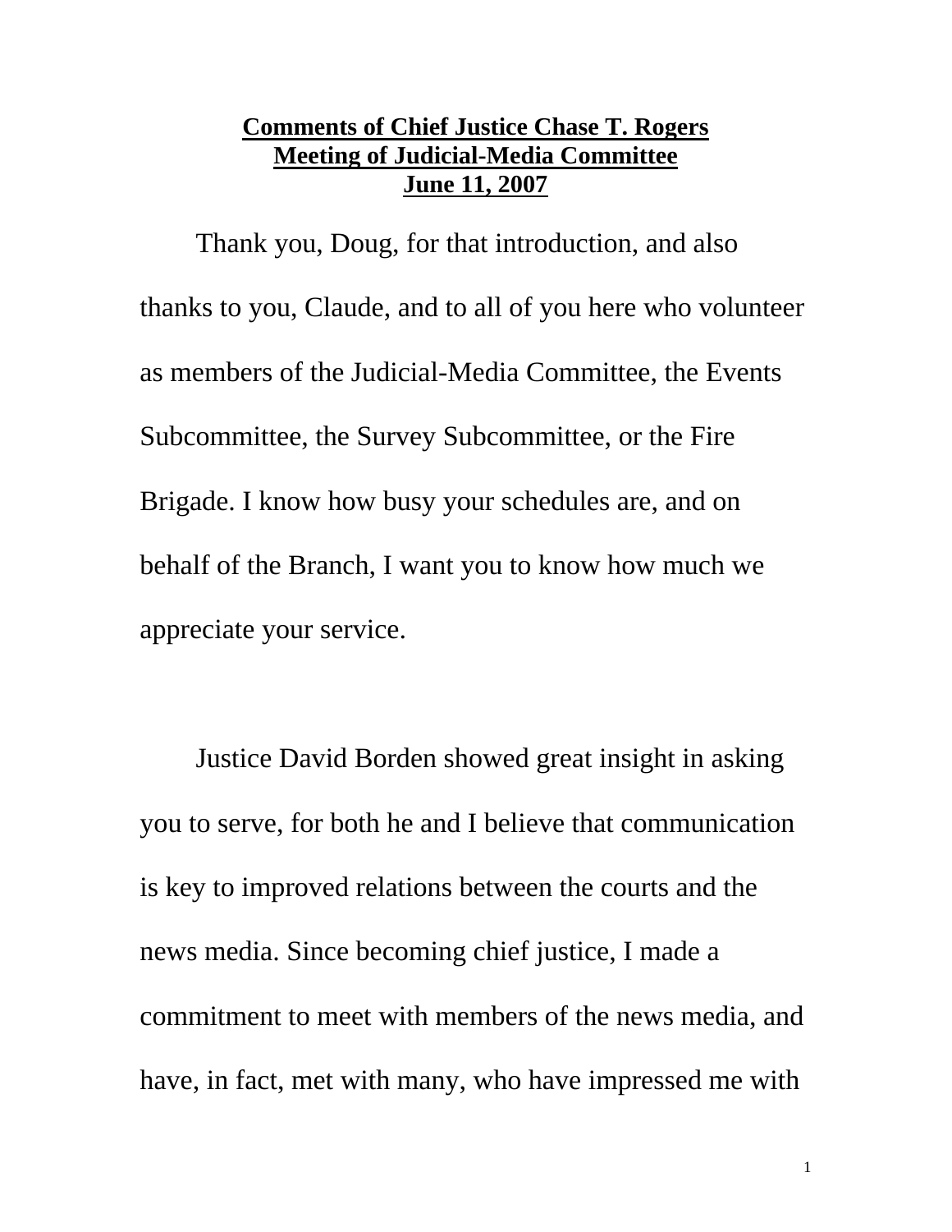**Comments of Chief Justice Chase T. Rogers**
**Meeting of Judicial-Media Committee**
**June 11, 2007**

Thank you, Doug, for that introduction, and also thanks to you, Claude, and to all of you here who volunteer as members of the Judicial-Media Committee, the Events Subcommittee, the Survey Subcommittee, or the Fire Brigade. I know how busy your schedules are, and on behalf of the Branch, I want you to know how much we appreciate your service.

Justice David Borden showed great insight in asking you to serve, for both he and I believe that communication is key to improved relations between the courts and the news media. Since becoming chief justice, I made a commitment to meet with members of the news media, and have, in fact, met with many, who have impressed me with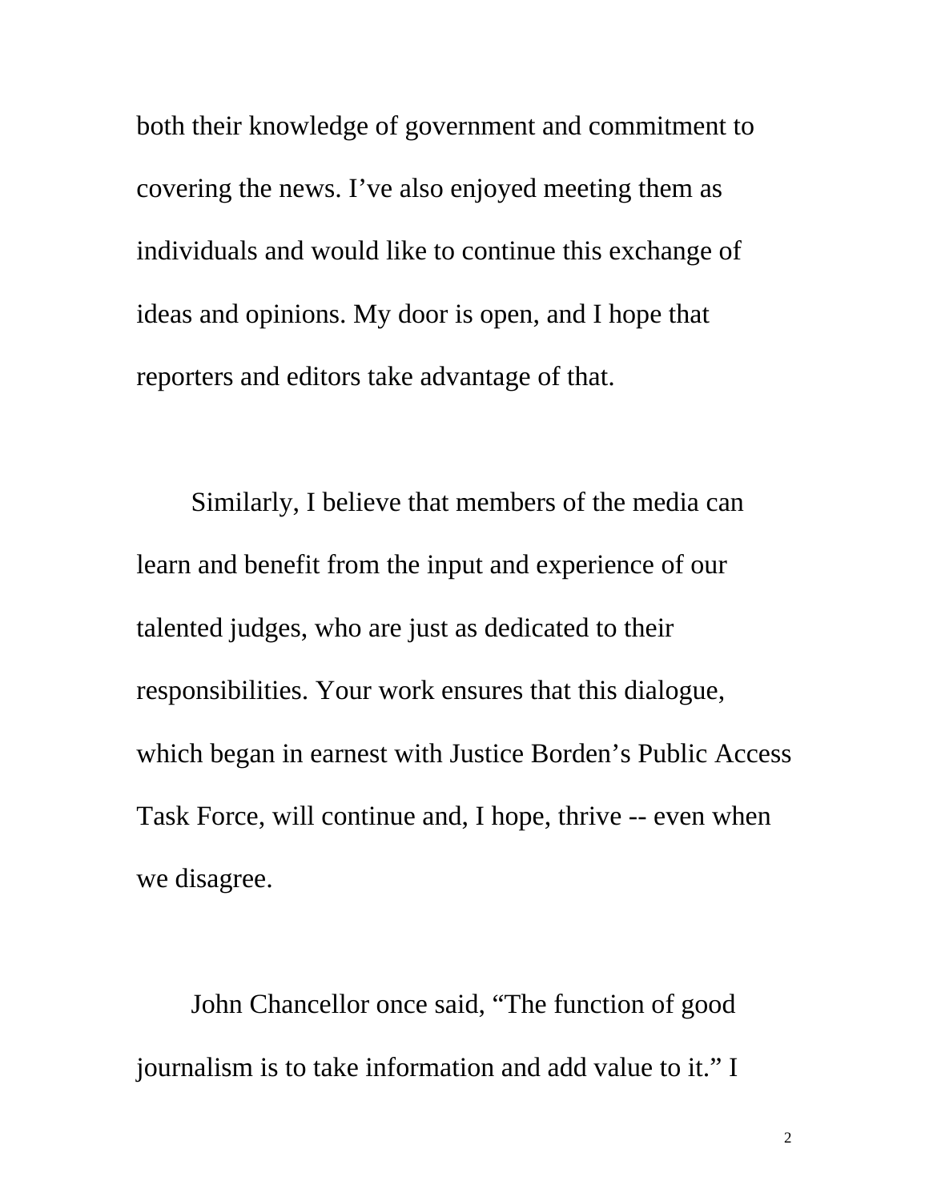both their knowledge of government and commitment to covering the news. I've also enjoyed meeting them as individuals and would like to continue this exchange of ideas and opinions. My door is open, and I hope that reporters and editors take advantage of that.

Similarly, I believe that members of the media can learn and benefit from the input and experience of our talented judges, who are just as dedicated to their responsibilities. Your work ensures that this dialogue, which began in earnest with Justice Borden's Public Access Task Force, will continue and, I hope, thrive -- even when we disagree.

John Chancellor once said, "The function of good journalism is to take information and add value to it." I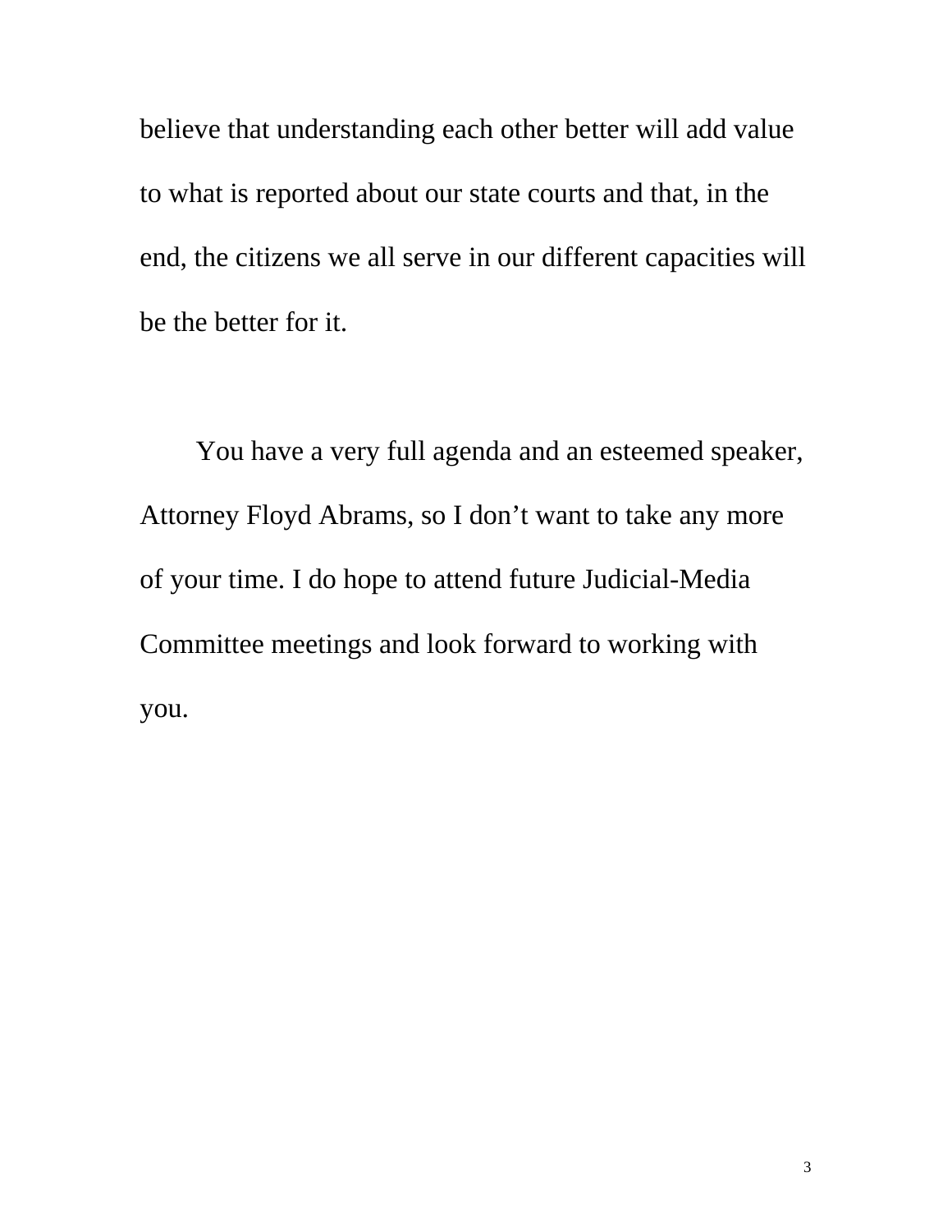believe that understanding each other better will add value to what is reported about our state courts and that, in the end, the citizens we all serve in our different capacities will be the better for it.

You have a very full agenda and an esteemed speaker, Attorney Floyd Abrams, so I don't want to take any more of your time. I do hope to attend future Judicial-Media Committee meetings and look forward to working with you.